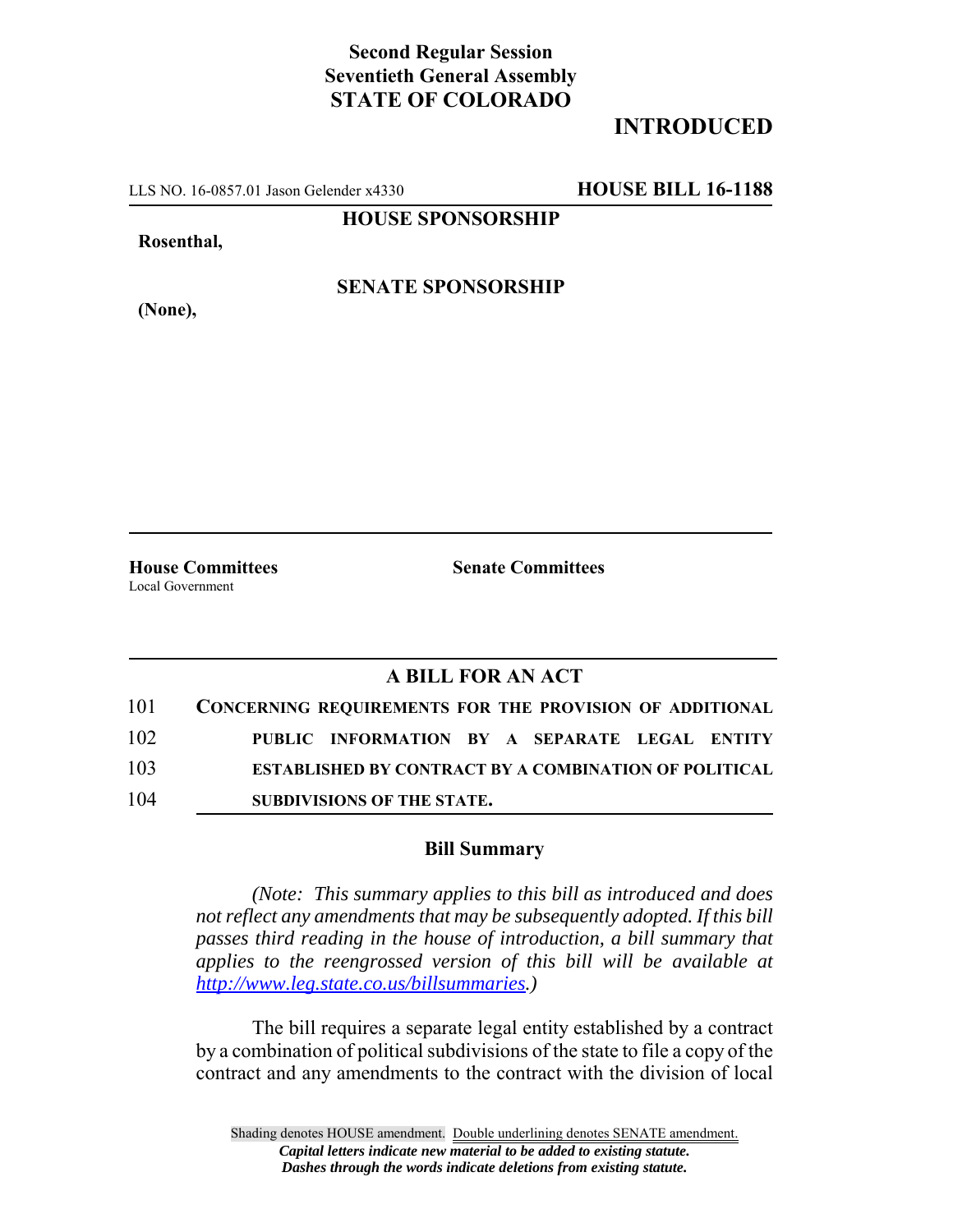**Second Regular Session**
**Seventieth General Assembly**
**STATE OF COLORADO**

**INTRODUCED**

LLS NO. 16-0857.01 Jason Gelender x4330 **HOUSE BILL 16-1188**

**HOUSE SPONSORSHIP**

**Rosenthal,**

**SENATE SPONSORSHIP**

**(None),**

**House Committees**
Local Government

**Senate Committees**

## A BILL FOR AN ACT

101 **CONCERNING REQUIREMENTS FOR THE PROVISION OF ADDITIONAL**
102 **PUBLIC INFORMATION BY A SEPARATE LEGAL ENTITY**
103 **ESTABLISHED BY CONTRACT BY A COMBINATION OF POLITICAL**
104 **SUBDIVISIONS OF THE STATE.**

### Bill Summary

*(Note: This summary applies to this bill as introduced and does not reflect any amendments that may be subsequently adopted. If this bill passes third reading in the house of introduction, a bill summary that applies to the reengrossed version of this bill will be available at http://www.leg.state.co.us/billsummaries.)*

The bill requires a separate legal entity established by a contract by a combination of political subdivisions of the state to file a copy of the contract and any amendments to the contract with the division of local

Shading denotes HOUSE amendment. Double underlining denotes SENATE amendment.
*Capital letters indicate new material to be added to existing statute.*
*Dashes through the words indicate deletions from existing statute.*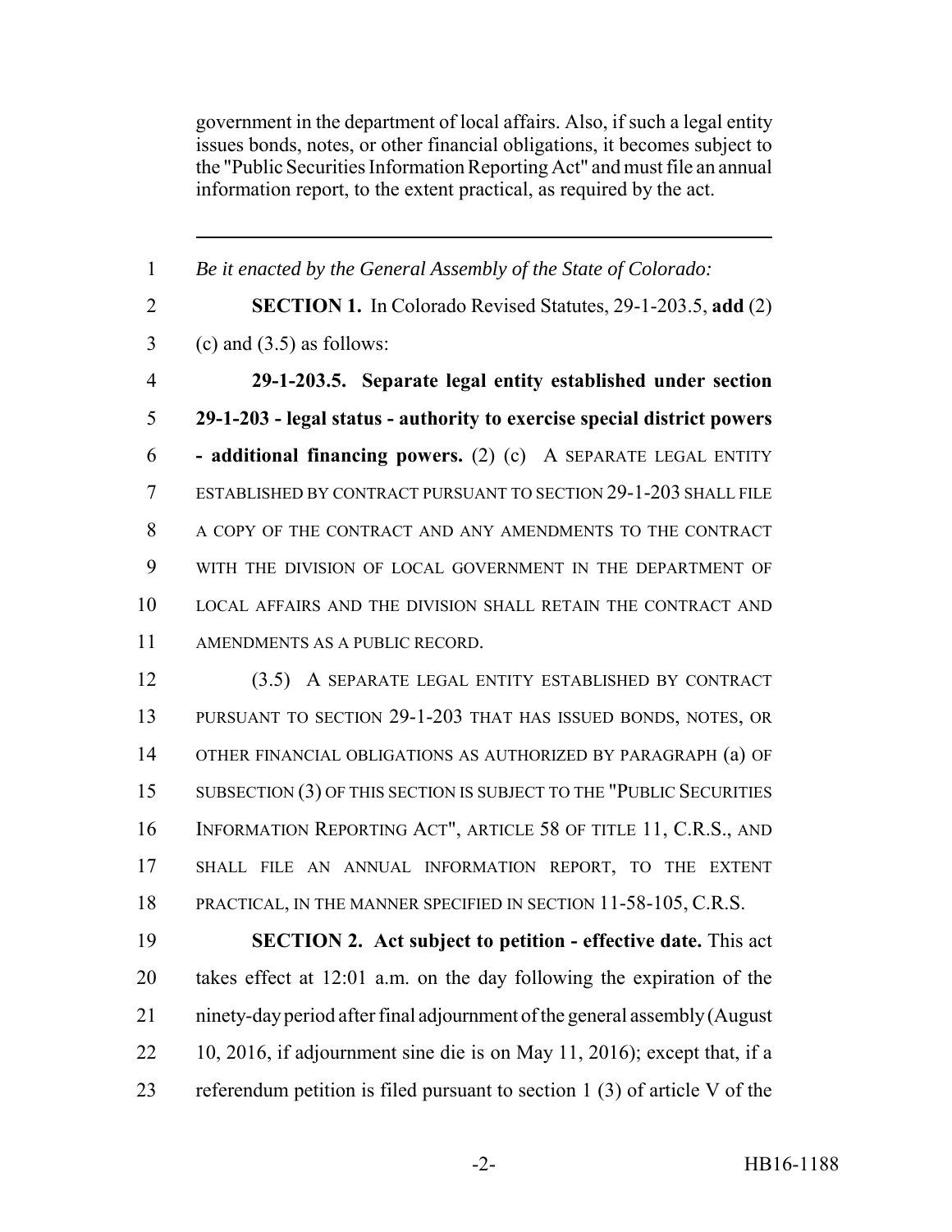government in the department of local affairs. Also, if such a legal entity issues bonds, notes, or other financial obligations, it becomes subject to the "Public Securities Information Reporting Act" and must file an annual information report, to the extent practical, as required by the act.

---

*Be it enacted by the General Assembly of the State of Colorado:*

**SECTION 1.** In Colorado Revised Statutes, 29-1-203.5, **add** (2) (c) and (3.5) as follows:

**29-1-203.5. Separate legal entity established under section 29-1-203 - legal status - authority to exercise special district powers - additional financing powers.** (2) (c) A SEPARATE LEGAL ENTITY ESTABLISHED BY CONTRACT PURSUANT TO SECTION 29-1-203 SHALL FILE A COPY OF THE CONTRACT AND ANY AMENDMENTS TO THE CONTRACT WITH THE DIVISION OF LOCAL GOVERNMENT IN THE DEPARTMENT OF LOCAL AFFAIRS AND THE DIVISION SHALL RETAIN THE CONTRACT AND AMENDMENTS AS A PUBLIC RECORD.

(3.5) A SEPARATE LEGAL ENTITY ESTABLISHED BY CONTRACT PURSUANT TO SECTION 29-1-203 THAT HAS ISSUED BONDS, NOTES, OR OTHER FINANCIAL OBLIGATIONS AS AUTHORIZED BY PARAGRAPH (a) OF SUBSECTION (3) OF THIS SECTION IS SUBJECT TO THE "PUBLIC SECURITIES INFORMATION REPORTING ACT", ARTICLE 58 OF TITLE 11, C.R.S., AND SHALL FILE AN ANNUAL INFORMATION REPORT, TO THE EXTENT PRACTICAL, IN THE MANNER SPECIFIED IN SECTION 11-58-105, C.R.S.

**SECTION 2. Act subject to petition - effective date.** This act takes effect at 12:01 a.m. on the day following the expiration of the ninety-day period after final adjournment of the general assembly (August 10, 2016, if adjournment sine die is on May 11, 2016); except that, if a referendum petition is filed pursuant to section 1 (3) of article V of the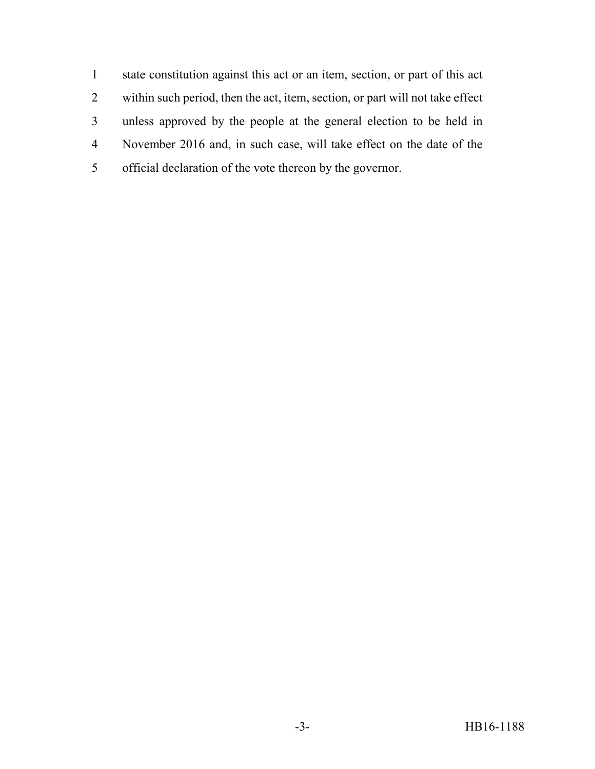state constitution against this act or an item, section, or part of this act within such period, then the act, item, section, or part will not take effect unless approved by the people at the general election to be held in November 2016 and, in such case, will take effect on the date of the official declaration of the vote thereon by the governor.